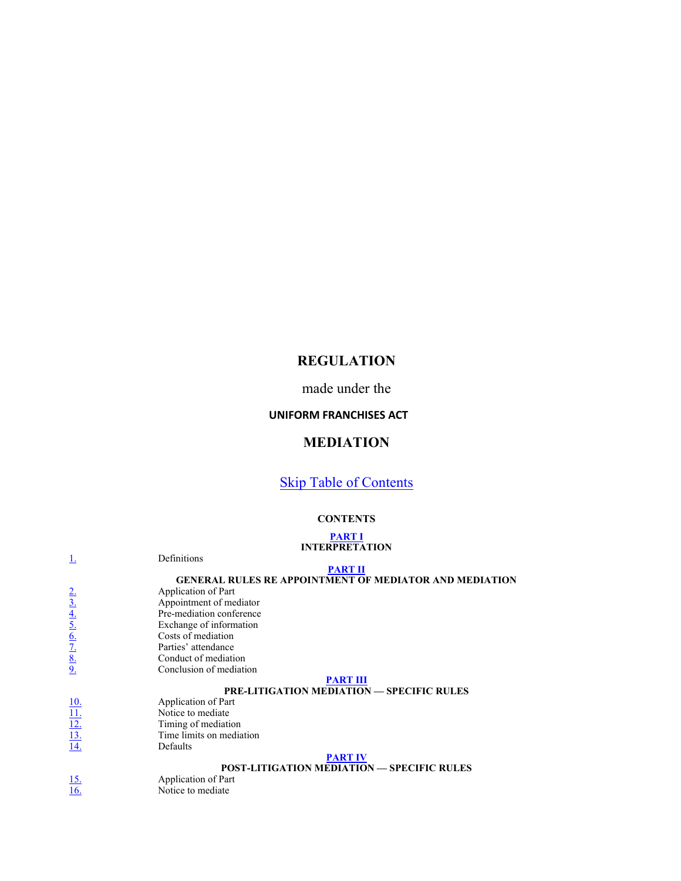# REGULATION

made under the

**UNIFORM FRANCHISES ACT**

# MEDIATION

Skip Table of Contents

**CONTENTS**

**PART I**
**INTERPRETATION**

| | |
|---|---|
| 1. | Definitions |

**PART II**
**GENERAL RULES RE APPOINTMENT OF MEDIATOR AND MEDIATION**

| | |
|---|---|
| 2. | Application of Part |
| 3. | Appointment of mediator |
| 4. | Pre-mediation conference |
| 5. | Exchange of information |
| 6. | Costs of mediation |
| 7. | Parties' attendance |
| 8. | Conduct of mediation |
| 9. | Conclusion of mediation |

**PART III**
**PRE-LITIGATION MEDIATION — SPECIFIC RULES**

| | |
|---|---|
| 10. | Application of Part |
| 11. | Notice to mediate |
| 12. | Timing of mediation |
| 13. | Time limits on mediation |
| 14. | Defaults |

**PART IV**
**POST-LITIGATION MEDIATION — SPECIFIC RULES**

| | |
|---|---|
| 15. | Application of Part |
| 16. | Notice to mediate |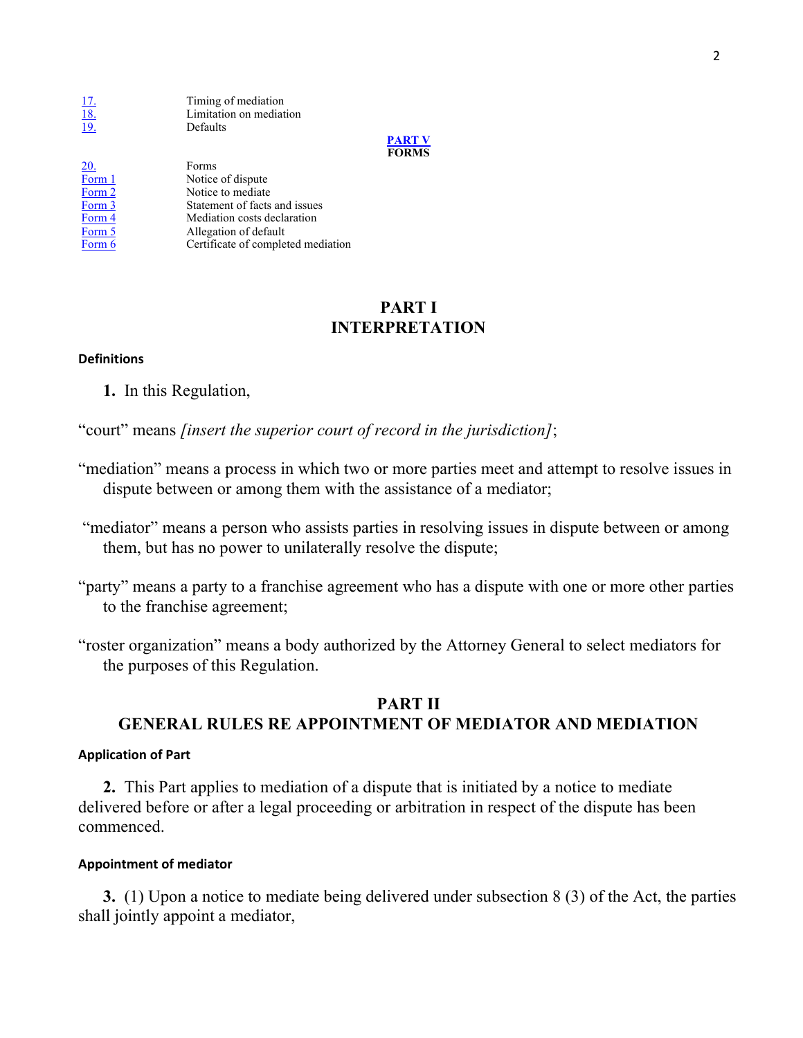| | |
|---|---|
| 17. | Timing of mediation |
| 18. | Limitation on mediation |
| 19. | Defaults |

**PART V**
**FORMS**

| | |
|---|---|
| 20. | Forms |
| Form 1 | Notice of dispute |
| Form 2 | Notice to mediate |
| Form 3 | Statement of facts and issues |
| Form 4 | Mediation costs declaration |
| Form 5 | Allegation of default |
| Form 6 | Certificate of completed mediation |

## PART I
## INTERPRETATION

#### Definitions

**1.** In this Regulation,

"court" means *[insert the superior court of record in the jurisdiction]*;

"mediation" means a process in which two or more parties meet and attempt to resolve issues in dispute between or among them with the assistance of a mediator;

"mediator" means a person who assists parties in resolving issues in dispute between or among them, but has no power to unilaterally resolve the dispute;

"party" means a party to a franchise agreement who has a dispute with one or more other parties to the franchise agreement;

"roster organization" means a body authorized by the Attorney General to select mediators for the purposes of this Regulation.

## PART II
## GENERAL RULES RE APPOINTMENT OF MEDIATOR AND MEDIATION

#### Application of Part

**2.** This Part applies to mediation of a dispute that is initiated by a notice to mediate delivered before or after a legal proceeding or arbitration in respect of the dispute has been commenced.

#### Appointment of mediator

**3.** (1) Upon a notice to mediate being delivered under subsection 8 (3) of the Act, the parties shall jointly appoint a mediator,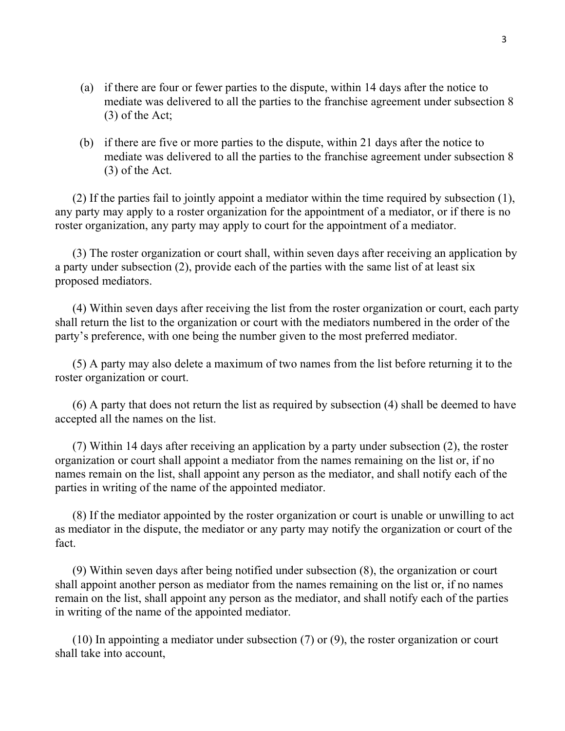(a) if there are four or fewer parties to the dispute, within 14 days after the notice to mediate was delivered to all the parties to the franchise agreement under subsection 8 (3) of the Act;

(b) if there are five or more parties to the dispute, within 21 days after the notice to mediate was delivered to all the parties to the franchise agreement under subsection 8 (3) of the Act.

(2) If the parties fail to jointly appoint a mediator within the time required by subsection (1), any party may apply to a roster organization for the appointment of a mediator, or if there is no roster organization, any party may apply to court for the appointment of a mediator.

(3) The roster organization or court shall, within seven days after receiving an application by a party under subsection (2), provide each of the parties with the same list of at least six proposed mediators.

(4) Within seven days after receiving the list from the roster organization or court, each party shall return the list to the organization or court with the mediators numbered in the order of the party's preference, with one being the number given to the most preferred mediator.

(5) A party may also delete a maximum of two names from the list before returning it to the roster organization or court.

(6) A party that does not return the list as required by subsection (4) shall be deemed to have accepted all the names on the list.

(7) Within 14 days after receiving an application by a party under subsection (2), the roster organization or court shall appoint a mediator from the names remaining on the list or, if no names remain on the list, shall appoint any person as the mediator, and shall notify each of the parties in writing of the name of the appointed mediator.

(8) If the mediator appointed by the roster organization or court is unable or unwilling to act as mediator in the dispute, the mediator or any party may notify the organization or court of the fact.

(9) Within seven days after being notified under subsection (8), the organization or court shall appoint another person as mediator from the names remaining on the list or, if no names remain on the list, shall appoint any person as the mediator, and shall notify each of the parties in writing of the name of the appointed mediator.

(10) In appointing a mediator under subsection (7) or (9), the roster organization or court shall take into account,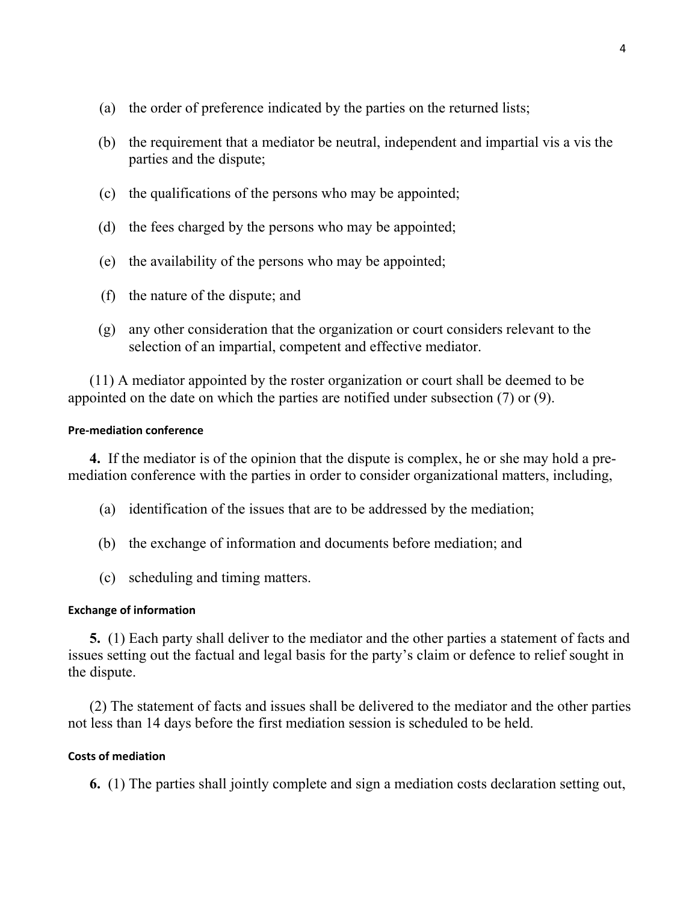(a) the order of preference indicated by the parties on the returned lists;

(b) the requirement that a mediator be neutral, independent and impartial vis a vis the parties and the dispute;

(c) the qualifications of the persons who may be appointed;

(d) the fees charged by the persons who may be appointed;

(e) the availability of the persons who may be appointed;

(f) the nature of the dispute; and

(g) any other consideration that the organization or court considers relevant to the selection of an impartial, competent and effective mediator.

(11) A mediator appointed by the roster organization or court shall be deemed to be appointed on the date on which the parties are notified under subsection (7) or (9).

#### Pre-mediation conference

**4.** If the mediator is of the opinion that the dispute is complex, he or she may hold a pre-mediation conference with the parties in order to consider organizational matters, including,

(a) identification of the issues that are to be addressed by the mediation;

(b) the exchange of information and documents before mediation; and

(c) scheduling and timing matters.

#### Exchange of information

**5.** (1) Each party shall deliver to the mediator and the other parties a statement of facts and issues setting out the factual and legal basis for the party's claim or defence to relief sought in the dispute.

(2) The statement of facts and issues shall be delivered to the mediator and the other parties not less than 14 days before the first mediation session is scheduled to be held.

#### Costs of mediation

**6.** (1) The parties shall jointly complete and sign a mediation costs declaration setting out,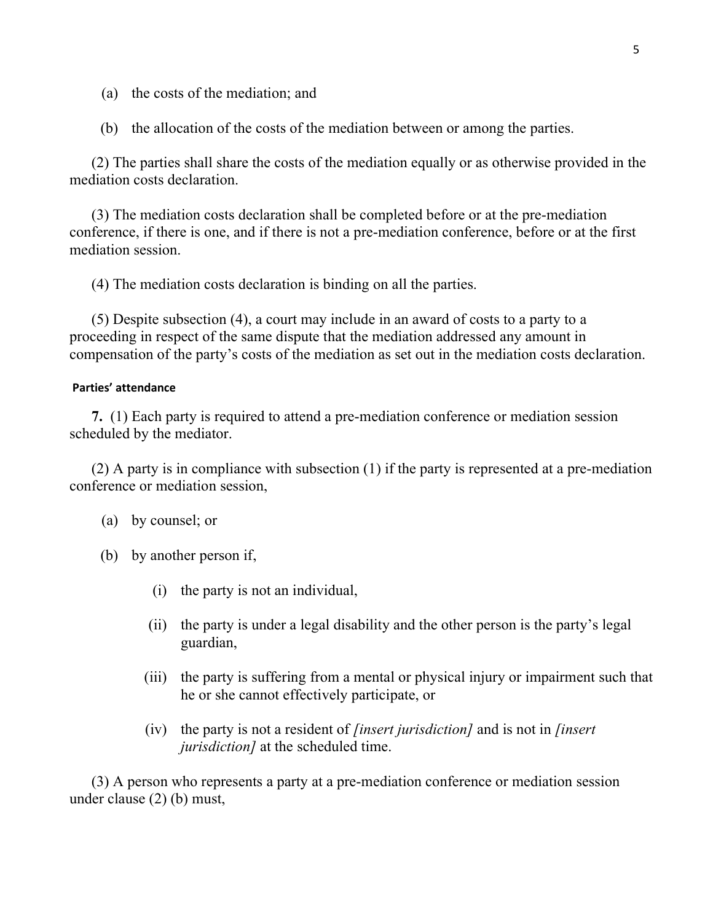(a) the costs of the mediation; and

(b) the allocation of the costs of the mediation between or among the parties.

(2) The parties shall share the costs of the mediation equally or as otherwise provided in the mediation costs declaration.

(3) The mediation costs declaration shall be completed before or at the pre-mediation conference, if there is one, and if there is not a pre-mediation conference, before or at the first mediation session.

(4) The mediation costs declaration is binding on all the parties.

(5) Despite subsection (4), a court may include in an award of costs to a party to a proceeding in respect of the same dispute that the mediation addressed any amount in compensation of the party's costs of the mediation as set out in the mediation costs declaration.

**Parties' attendance**

**7.** (1) Each party is required to attend a pre-mediation conference or mediation session scheduled by the mediator.

(2) A party is in compliance with subsection (1) if the party is represented at a pre-mediation conference or mediation session,

(a) by counsel; or

(b) by another person if,

(i) the party is not an individual,

(ii) the party is under a legal disability and the other person is the party's legal guardian,

(iii) the party is suffering from a mental or physical injury or impairment such that he or she cannot effectively participate, or

(iv) the party is not a resident of *[insert jurisdiction]* and is not in *[insert jurisdiction]* at the scheduled time.

(3) A person who represents a party at a pre-mediation conference or mediation session under clause (2) (b) must,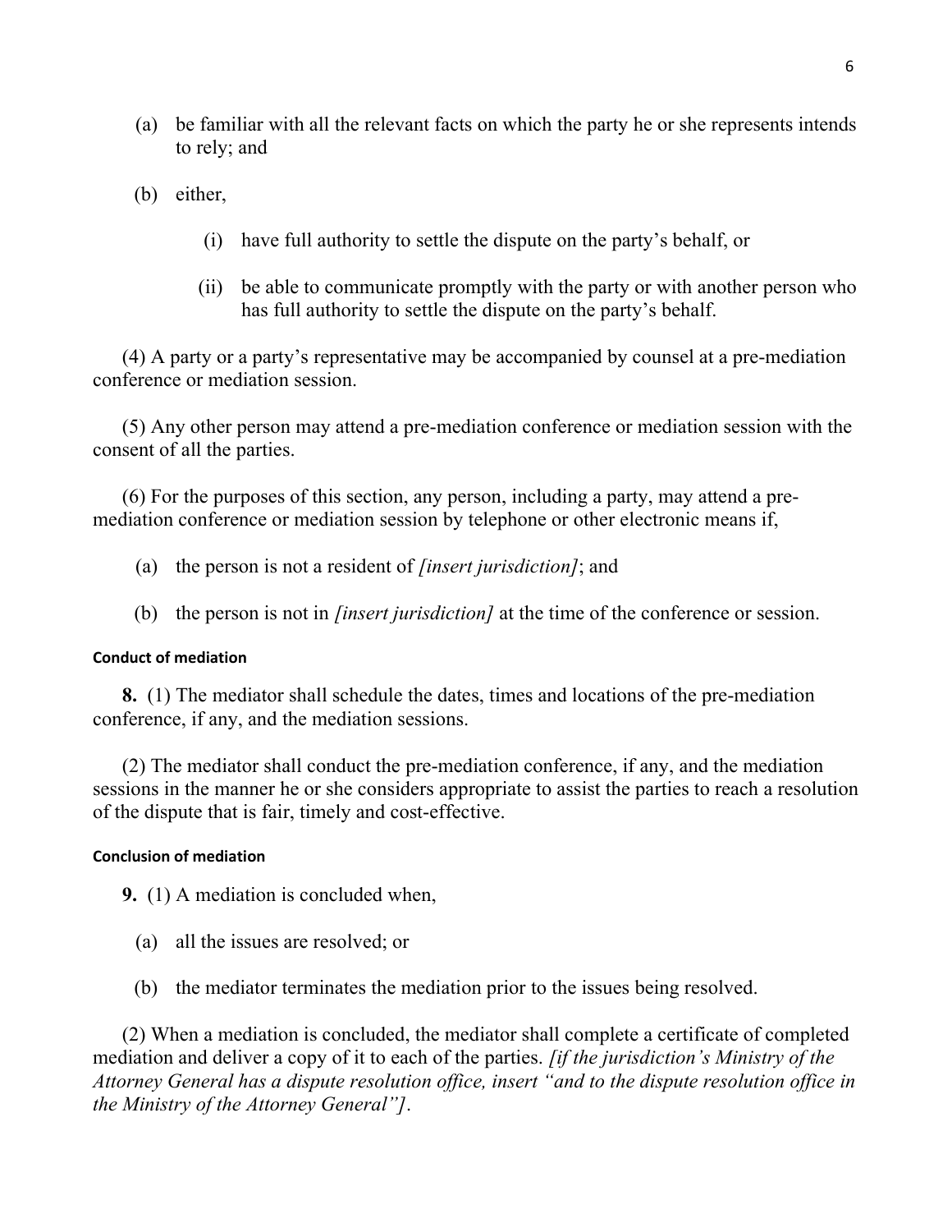(a) be familiar with all the relevant facts on which the party he or she represents intends to rely; and

(b) either,

(i) have full authority to settle the dispute on the party's behalf, or

(ii) be able to communicate promptly with the party or with another person who has full authority to settle the dispute on the party's behalf.

(4) A party or a party's representative may be accompanied by counsel at a pre-mediation conference or mediation session.

(5) Any other person may attend a pre-mediation conference or mediation session with the consent of all the parties.

(6) For the purposes of this section, any person, including a party, may attend a pre-mediation conference or mediation session by telephone or other electronic means if,

(a) the person is not a resident of *[insert jurisdiction]*; and

(b) the person is not in *[insert jurisdiction]* at the time of the conference or session.

#### Conduct of mediation

**8.** (1) The mediator shall schedule the dates, times and locations of the pre-mediation conference, if any, and the mediation sessions.

(2) The mediator shall conduct the pre-mediation conference, if any, and the mediation sessions in the manner he or she considers appropriate to assist the parties to reach a resolution of the dispute that is fair, timely and cost-effective.

#### Conclusion of mediation

**9.** (1) A mediation is concluded when,

(a) all the issues are resolved; or

(b) the mediator terminates the mediation prior to the issues being resolved.

(2) When a mediation is concluded, the mediator shall complete a certificate of completed mediation and deliver a copy of it to each of the parties. *[if the jurisdiction's Ministry of the Attorney General has a dispute resolution office, insert "and to the dispute resolution office in the Ministry of the Attorney General"]*.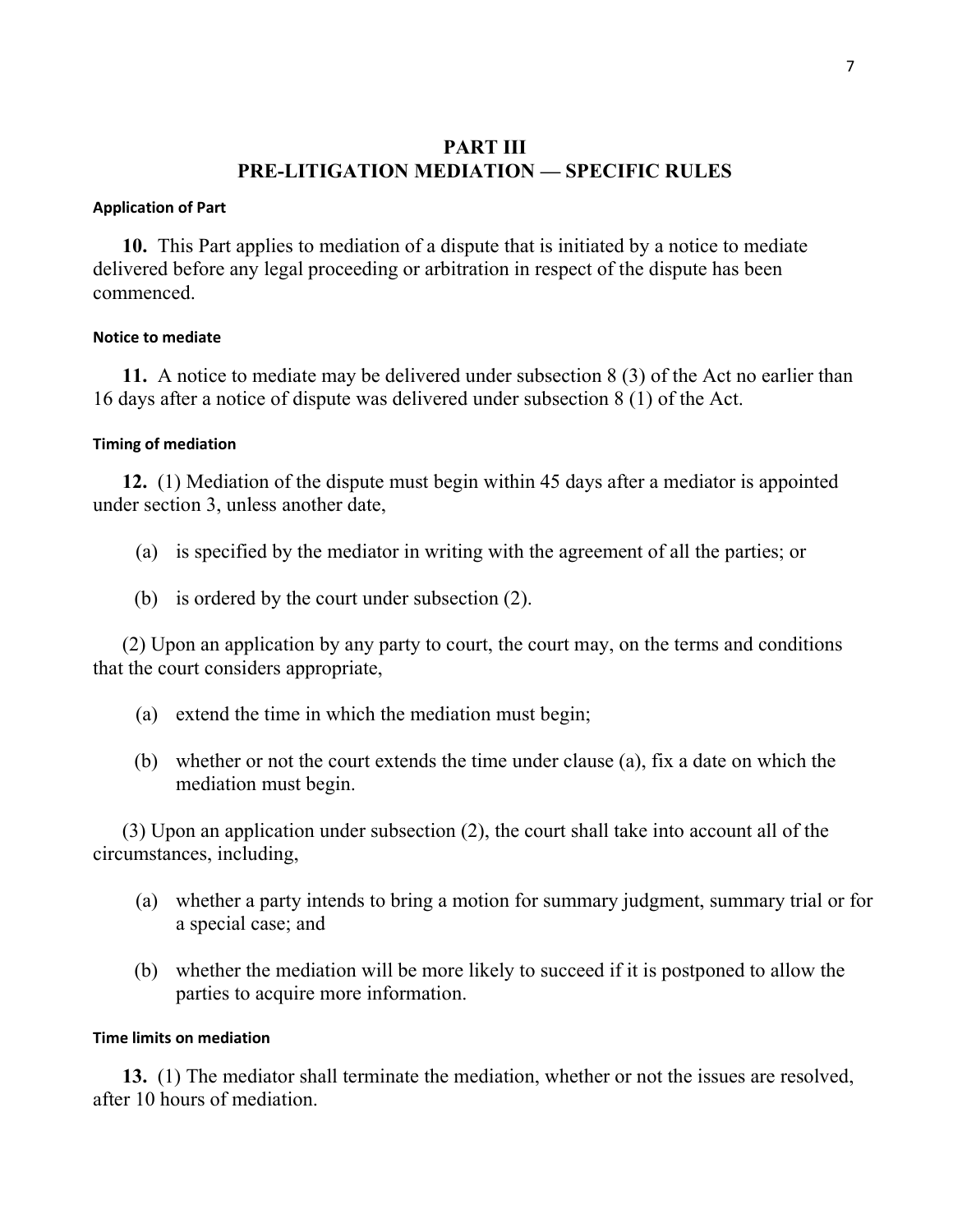## PART III
## PRE-LITIGATION MEDIATION — SPECIFIC RULES

**Application of Part**

**10.** This Part applies to mediation of a dispute that is initiated by a notice to mediate delivered before any legal proceeding or arbitration in respect of the dispute has been commenced.

**Notice to mediate**

**11.** A notice to mediate may be delivered under subsection 8 (3) of the Act no earlier than 16 days after a notice of dispute was delivered under subsection 8 (1) of the Act.

**Timing of mediation**

**12.** (1) Mediation of the dispute must begin within 45 days after a mediator is appointed under section 3, unless another date,

(a) is specified by the mediator in writing with the agreement of all the parties; or

(b) is ordered by the court under subsection (2).

(2) Upon an application by any party to court, the court may, on the terms and conditions that the court considers appropriate,

(a) extend the time in which the mediation must begin;

(b) whether or not the court extends the time under clause (a), fix a date on which the mediation must begin.

(3) Upon an application under subsection (2), the court shall take into account all of the circumstances, including,

(a) whether a party intends to bring a motion for summary judgment, summary trial or for a special case; and

(b) whether the mediation will be more likely to succeed if it is postponed to allow the parties to acquire more information.

**Time limits on mediation**

**13.** (1) The mediator shall terminate the mediation, whether or not the issues are resolved, after 10 hours of mediation.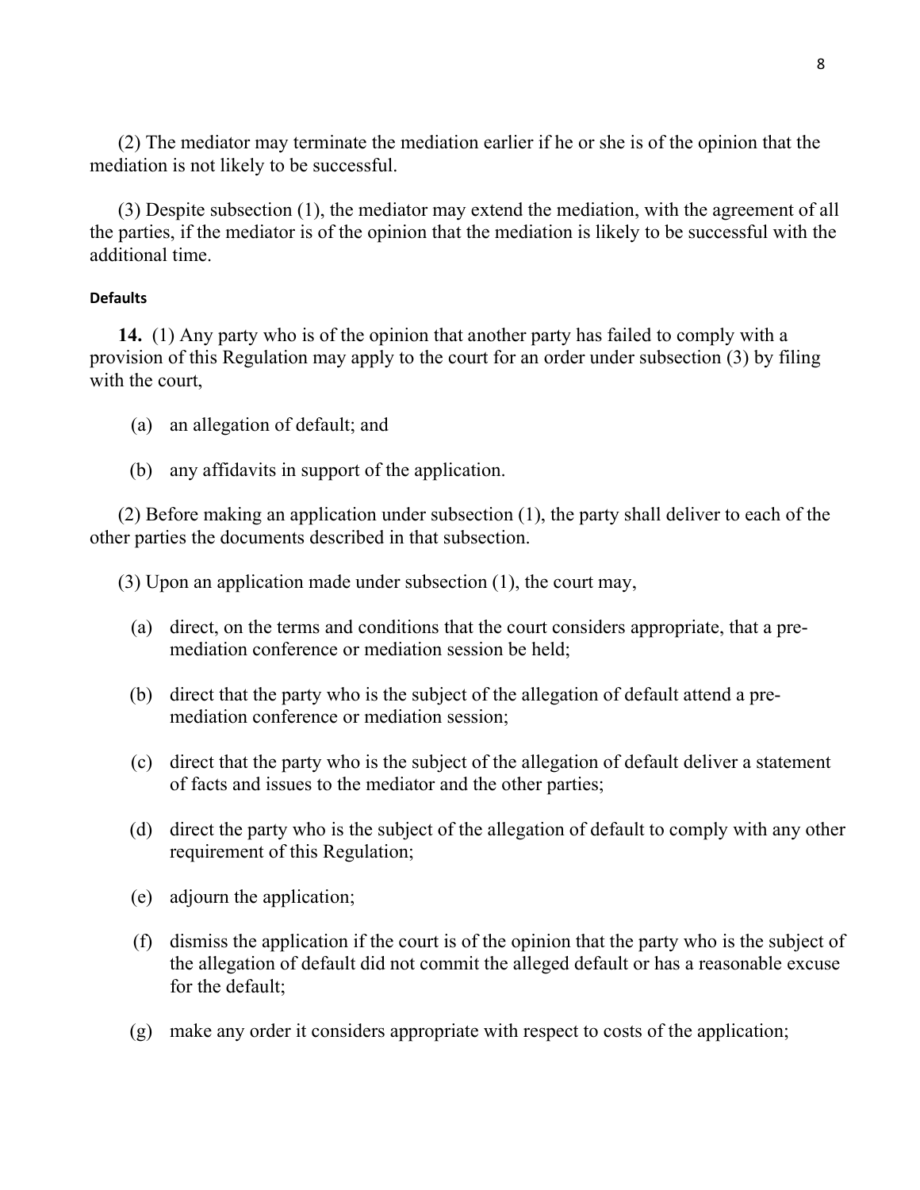(2) The mediator may terminate the mediation earlier if he or she is of the opinion that the mediation is not likely to be successful.

(3) Despite subsection (1), the mediator may extend the mediation, with the agreement of all the parties, if the mediator is of the opinion that the mediation is likely to be successful with the additional time.

#### Defaults

**14.** (1) Any party who is of the opinion that another party has failed to comply with a provision of this Regulation may apply to the court for an order under subsection (3) by filing with the court,

(a) an allegation of default; and

(b) any affidavits in support of the application.

(2) Before making an application under subsection (1), the party shall deliver to each of the other parties the documents described in that subsection.

(3) Upon an application made under subsection (1), the court may,

(a) direct, on the terms and conditions that the court considers appropriate, that a pre-mediation conference or mediation session be held;

(b) direct that the party who is the subject of the allegation of default attend a pre-mediation conference or mediation session;

(c) direct that the party who is the subject of the allegation of default deliver a statement of facts and issues to the mediator and the other parties;

(d) direct the party who is the subject of the allegation of default to comply with any other requirement of this Regulation;

(e) adjourn the application;

(f) dismiss the application if the court is of the opinion that the party who is the subject of the allegation of default did not commit the alleged default or has a reasonable excuse for the default;

(g) make any order it considers appropriate with respect to costs of the application;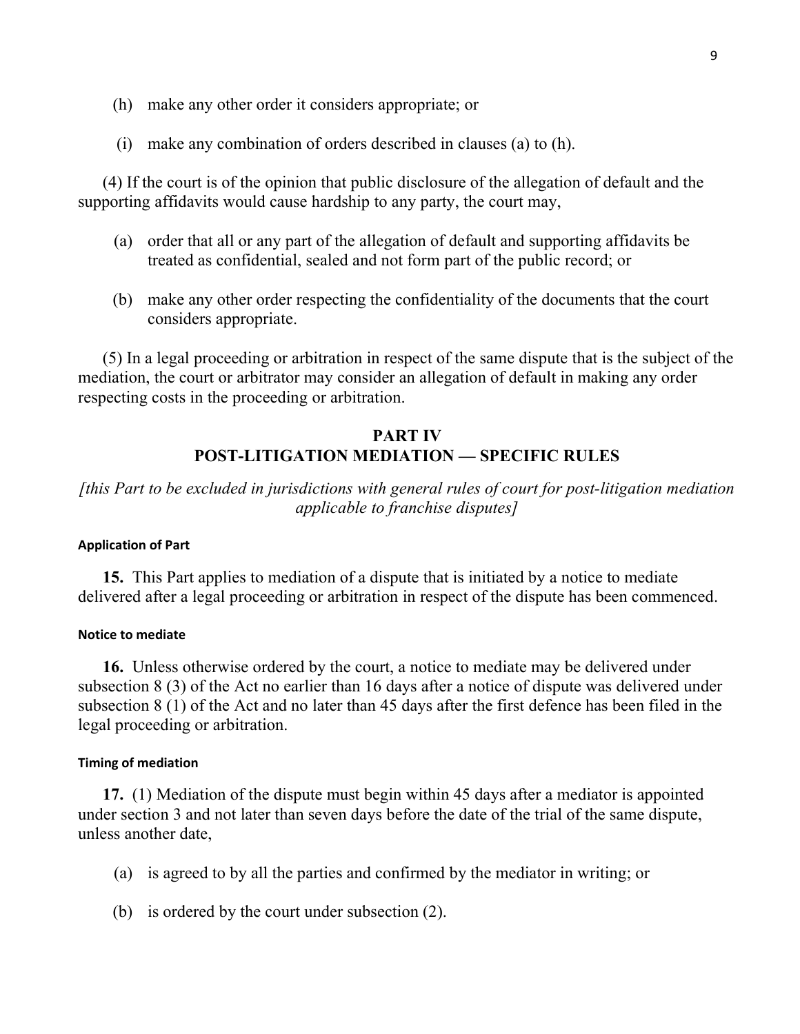(h) make any other order it considers appropriate; or

(i) make any combination of orders described in clauses (a) to (h).

(4) If the court is of the opinion that public disclosure of the allegation of default and the supporting affidavits would cause hardship to any party, the court may,

(a) order that all or any part of the allegation of default and supporting affidavits be treated as confidential, sealed and not form part of the public record; or

(b) make any other order respecting the confidentiality of the documents that the court considers appropriate.

(5) In a legal proceeding or arbitration in respect of the same dispute that is the subject of the mediation, the court or arbitrator may consider an allegation of default in making any order respecting costs in the proceeding or arbitration.

## PART IV
## POST-LITIGATION MEDIATION — SPECIFIC RULES

*[this Part to be excluded in jurisdictions with general rules of court for post-litigation mediation applicable to franchise disputes]*

#### Application of Part

**15.** This Part applies to mediation of a dispute that is initiated by a notice to mediate delivered after a legal proceeding or arbitration in respect of the dispute has been commenced.

#### Notice to mediate

**16.** Unless otherwise ordered by the court, a notice to mediate may be delivered under subsection 8 (3) of the Act no earlier than 16 days after a notice of dispute was delivered under subsection 8 (1) of the Act and no later than 45 days after the first defence has been filed in the legal proceeding or arbitration.

#### Timing of mediation

**17.** (1) Mediation of the dispute must begin within 45 days after a mediator is appointed under section 3 and not later than seven days before the date of the trial of the same dispute, unless another date,

(a) is agreed to by all the parties and confirmed by the mediator in writing; or

(b) is ordered by the court under subsection (2).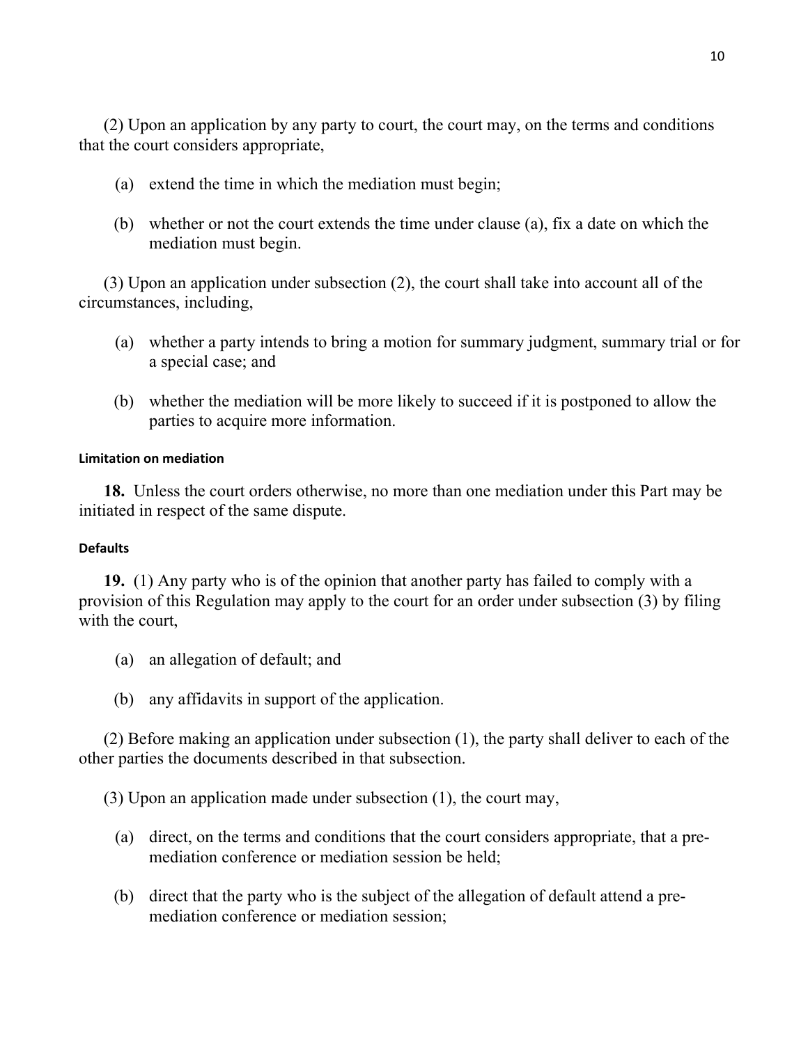(2) Upon an application by any party to court, the court may, on the terms and conditions that the court considers appropriate,

(a) extend the time in which the mediation must begin;

(b) whether or not the court extends the time under clause (a), fix a date on which the mediation must begin.

(3) Upon an application under subsection (2), the court shall take into account all of the circumstances, including,

(a) whether a party intends to bring a motion for summary judgment, summary trial or for a special case; and

(b) whether the mediation will be more likely to succeed if it is postponed to allow the parties to acquire more information.

**Limitation on mediation**

**18.** Unless the court orders otherwise, no more than one mediation under this Part may be initiated in respect of the same dispute.

**Defaults**

**19.** (1) Any party who is of the opinion that another party has failed to comply with a provision of this Regulation may apply to the court for an order under subsection (3) by filing with the court,

(a) an allegation of default; and

(b) any affidavits in support of the application.

(2) Before making an application under subsection (1), the party shall deliver to each of the other parties the documents described in that subsection.

(3) Upon an application made under subsection (1), the court may,

(a) direct, on the terms and conditions that the court considers appropriate, that a pre-mediation conference or mediation session be held;

(b) direct that the party who is the subject of the allegation of default attend a pre-mediation conference or mediation session;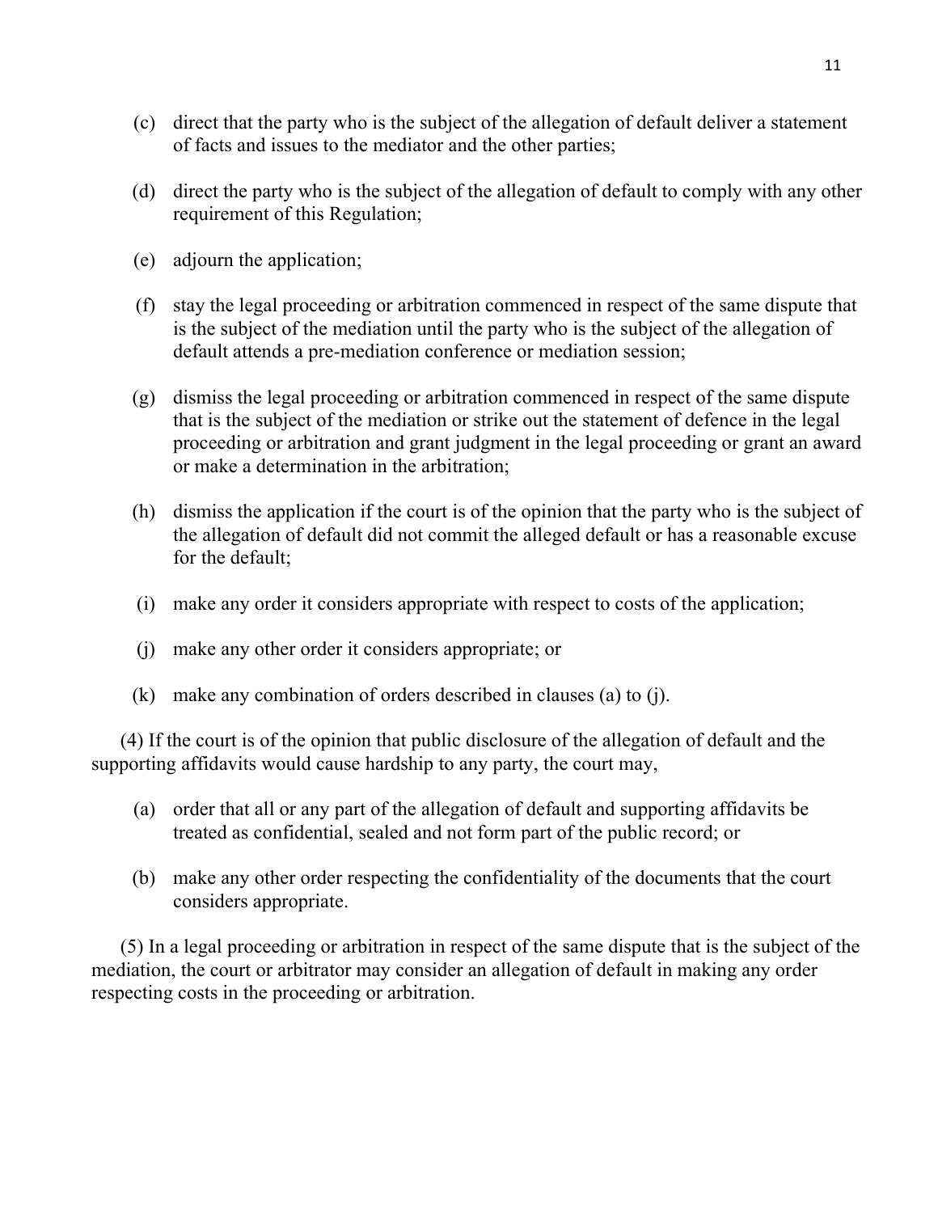(c) direct that the party who is the subject of the allegation of default deliver a statement of facts and issues to the mediator and the other parties;

(d) direct the party who is the subject of the allegation of default to comply with any other requirement of this Regulation;

(e) adjourn the application;

(f) stay the legal proceeding or arbitration commenced in respect of the same dispute that is the subject of the mediation until the party who is the subject of the allegation of default attends a pre-mediation conference or mediation session;

(g) dismiss the legal proceeding or arbitration commenced in respect of the same dispute that is the subject of the mediation or strike out the statement of defence in the legal proceeding or arbitration and grant judgment in the legal proceeding or grant an award or make a determination in the arbitration;

(h) dismiss the application if the court is of the opinion that the party who is the subject of the allegation of default did not commit the alleged default or has a reasonable excuse for the default;

(i) make any order it considers appropriate with respect to costs of the application;

(j) make any other order it considers appropriate; or

(k) make any combination of orders described in clauses (a) to (j).

(4) If the court is of the opinion that public disclosure of the allegation of default and the supporting affidavits would cause hardship to any party, the court may,

(a) order that all or any part of the allegation of default and supporting affidavits be treated as confidential, sealed and not form part of the public record; or

(b) make any other order respecting the confidentiality of the documents that the court considers appropriate.

(5) In a legal proceeding or arbitration in respect of the same dispute that is the subject of the mediation, the court or arbitrator may consider an allegation of default in making any order respecting costs in the proceeding or arbitration.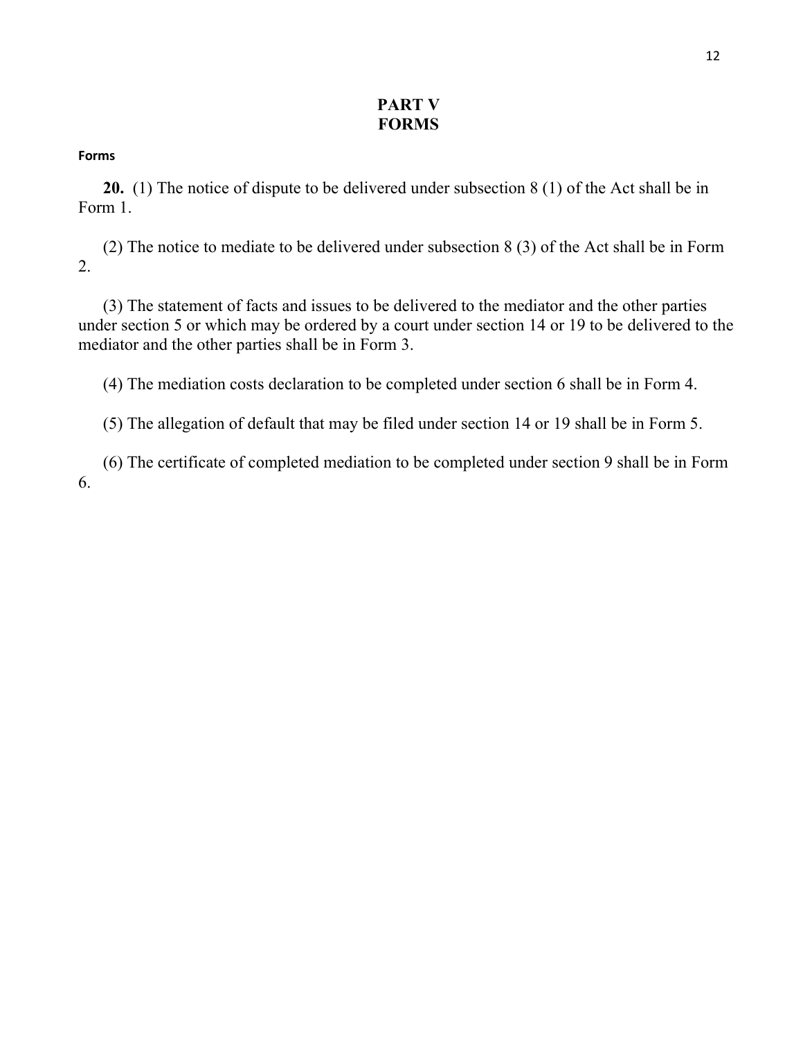# PART V
# FORMS

**Forms**

**20.** (1) The notice of dispute to be delivered under subsection 8 (1) of the Act shall be in Form 1.

(2) The notice to mediate to be delivered under subsection 8 (3) of the Act shall be in Form 2.

(3) The statement of facts and issues to be delivered to the mediator and the other parties under section 5 or which may be ordered by a court under section 14 or 19 to be delivered to the mediator and the other parties shall be in Form 3.

(4) The mediation costs declaration to be completed under section 6 shall be in Form 4.

(5) The allegation of default that may be filed under section 14 or 19 shall be in Form 5.

(6) The certificate of completed mediation to be completed under section 9 shall be in Form 6.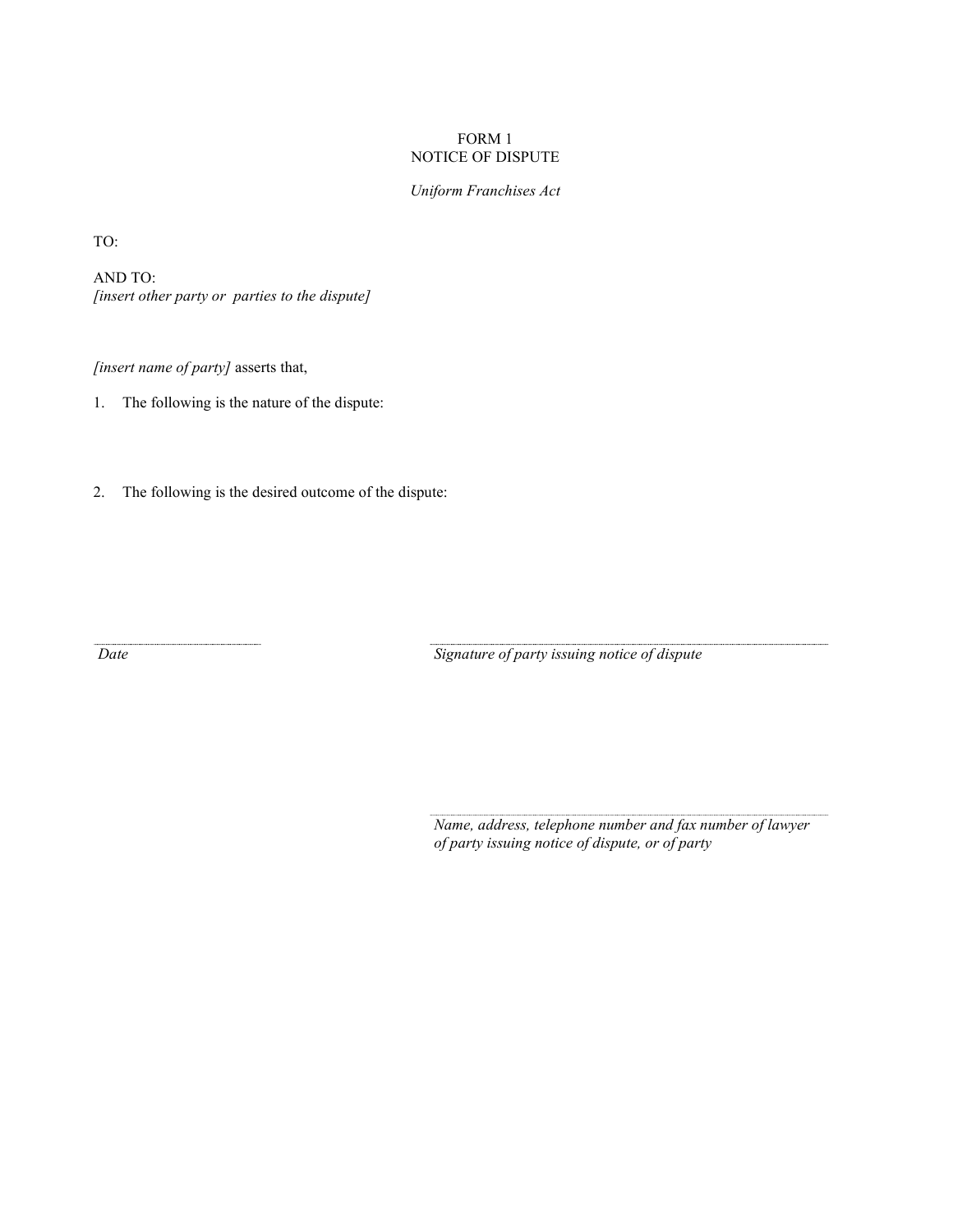FORM 1
NOTICE OF DISPUTE

*Uniform Franchises Act*

TO:

AND TO:
*[insert other party or parties to the dispute]*

*[insert name of party]* asserts that,

1. The following is the nature of the dispute:

2. The following is the desired outcome of the dispute:

*Date*

*Signature of party issuing notice of dispute*

*Name, address, telephone number and fax number of lawyer of party issuing notice of dispute, or of party*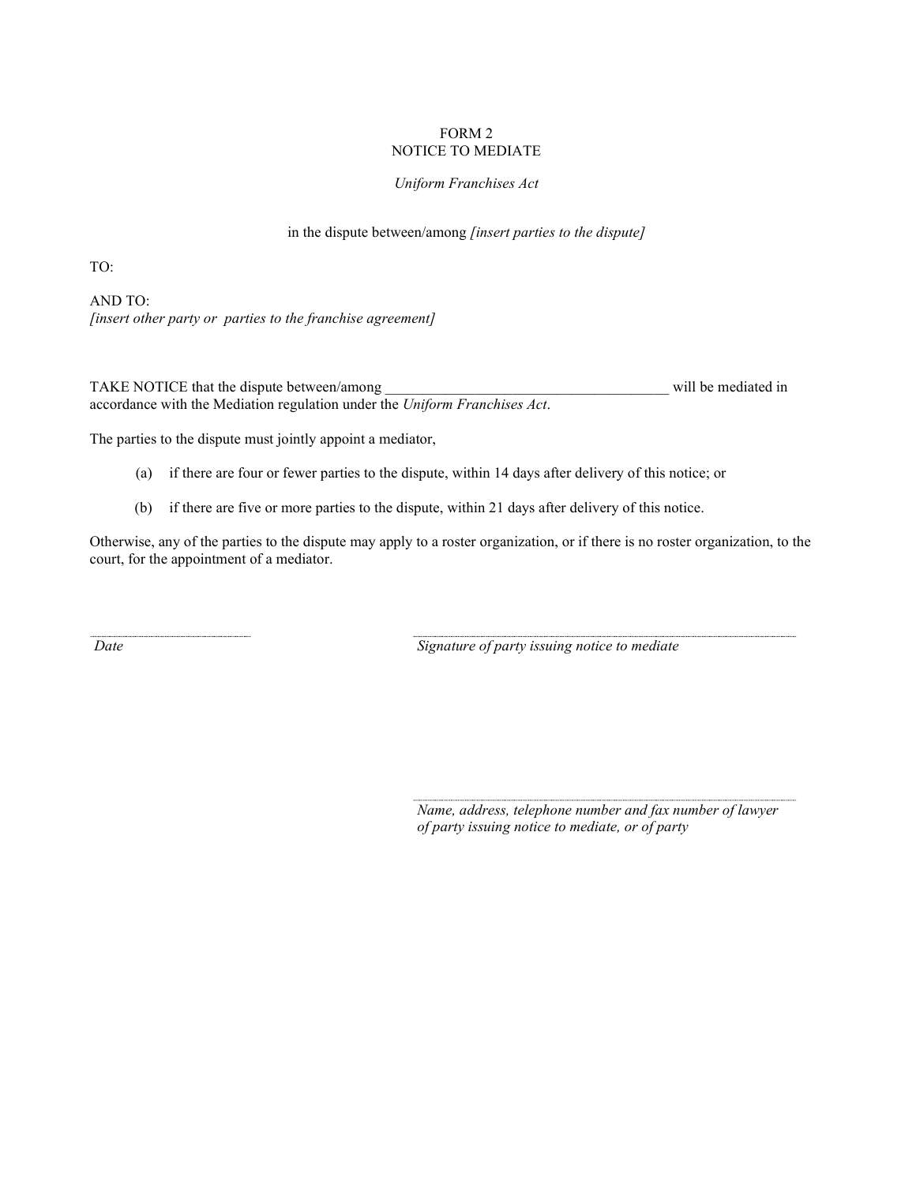FORM 2
NOTICE TO MEDIATE

*Uniform Franchises Act*

in the dispute between/among *[insert parties to the dispute]*

TO:

AND TO:
*[insert other party or parties to the franchise agreement]*

TAKE NOTICE that the dispute between/among ______________________________________ will be mediated in accordance with the Mediation regulation under the *Uniform Franchises Act*.

The parties to the dispute must jointly appoint a mediator,

(a) if there are four or fewer parties to the dispute, within 14 days after delivery of this notice; or

(b) if there are five or more parties to the dispute, within 21 days after delivery of this notice.

Otherwise, any of the parties to the dispute may apply to a roster organization, or if there is no roster organization, to the court, for the appointment of a mediator.

| | |
|---|---|
| ______________________ | ______________________________________ |
| *Date* | *Signature of party issuing notice to mediate* |
| | ______________________________________ |
| | *Name, address, telephone number and fax number of lawyer of party issuing notice to mediate, or of party* |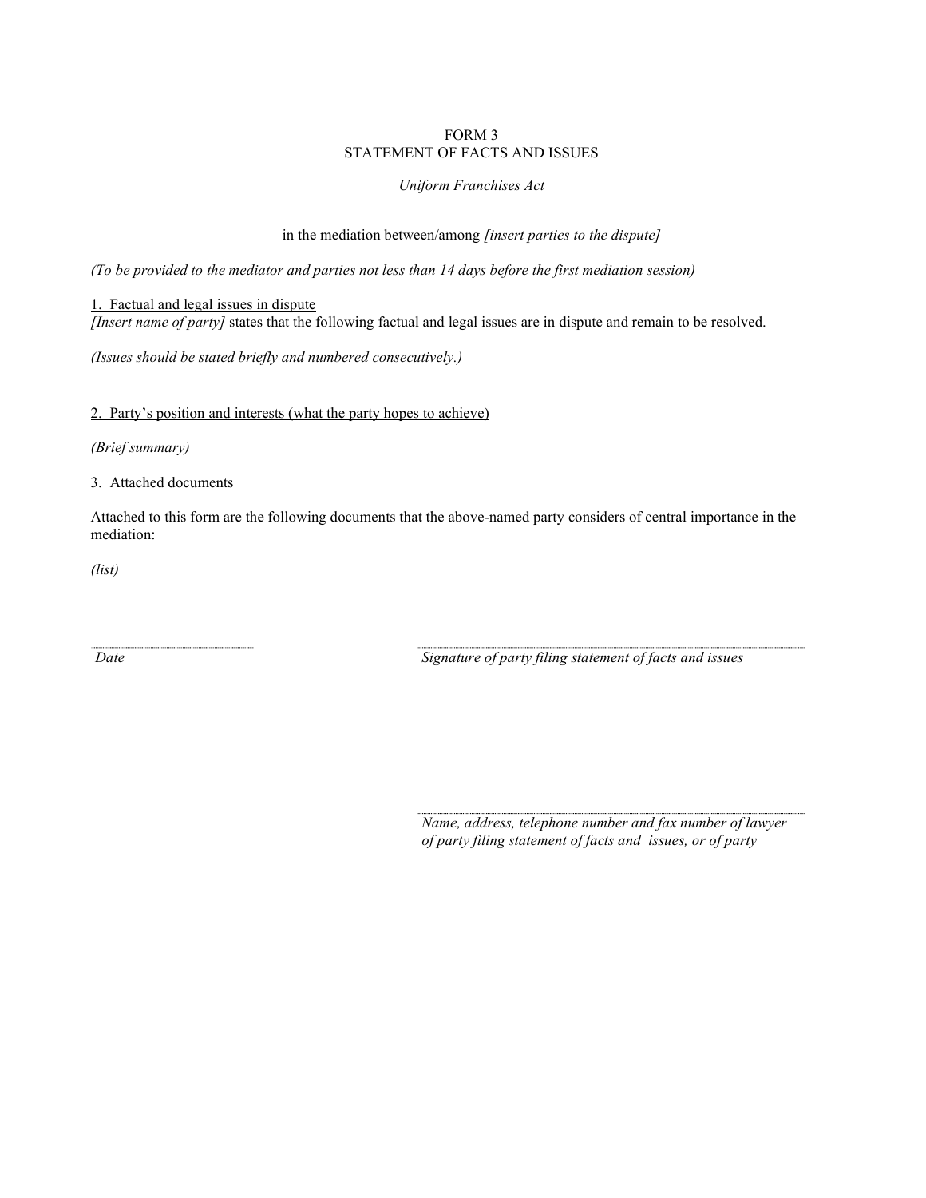# FORM 3
## STATEMENT OF FACTS AND ISSUES

*Uniform Franchises Act*

in the mediation between/among *[insert parties to the dispute]*

*(To be provided to the mediator and parties not less than 14 days before the first mediation session)*

1. Factual and legal issues in dispute

*[Insert name of party]* states that the following factual and legal issues are in dispute and remain to be resolved.

*(Issues should be stated briefly and numbered consecutively.)*

2. Party's position and interests (what the party hopes to achieve)

*(Brief summary)*

3. Attached documents

Attached to this form are the following documents that the above-named party considers of central importance in the mediation:

*(list)*

........................................................ &nbsp;&nbsp;&nbsp;&nbsp;&nbsp;&nbsp;&nbsp;&nbsp; ........................................................................................................

*Date* &nbsp;&nbsp;&nbsp;&nbsp;&nbsp;&nbsp;&nbsp;&nbsp; *Signature of party filing statement of facts and issues*

........................................................................................................

*Name, address, telephone number and fax number of lawyer of party filing statement of facts and issues, or of party*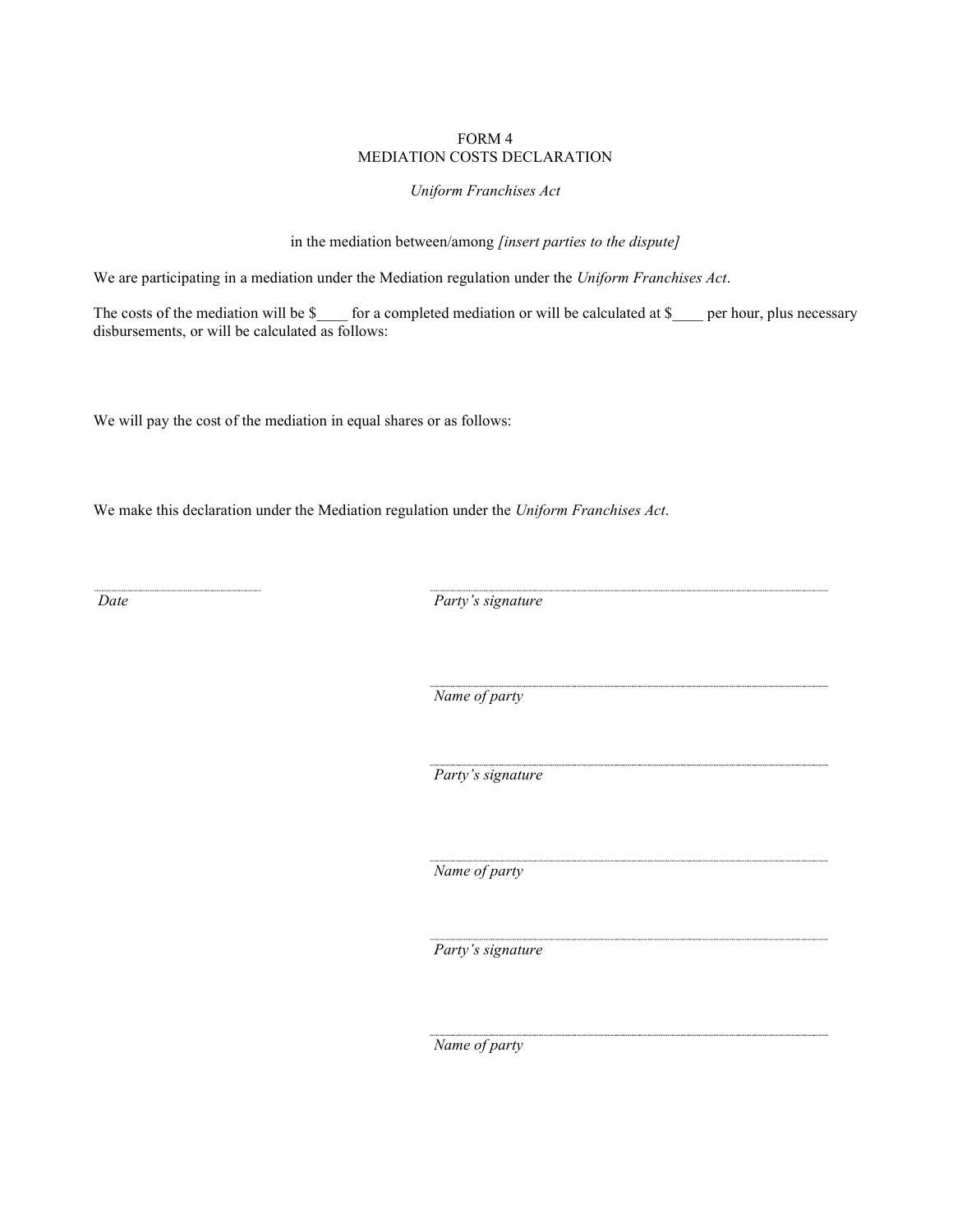FORM 4
MEDIATION COSTS DECLARATION

*Uniform Franchises Act*

in the mediation between/among *[insert parties to the dispute]*

We are participating in a mediation under the Mediation regulation under the *Uniform Franchises Act*.

The costs of the mediation will be $____ for a completed mediation or will be calculated at $____ per hour, plus necessary disbursements, or will be calculated as follows:

We will pay the cost of the mediation in equal shares or as follows:

We make this declaration under the Mediation regulation under the *Uniform Franchises Act*.

______________________
*Date*

______________________
*Party's signature*

______________________
*Name of party*

______________________
*Party's signature*

______________________
*Name of party*

______________________
*Party's signature*

______________________
*Name of party*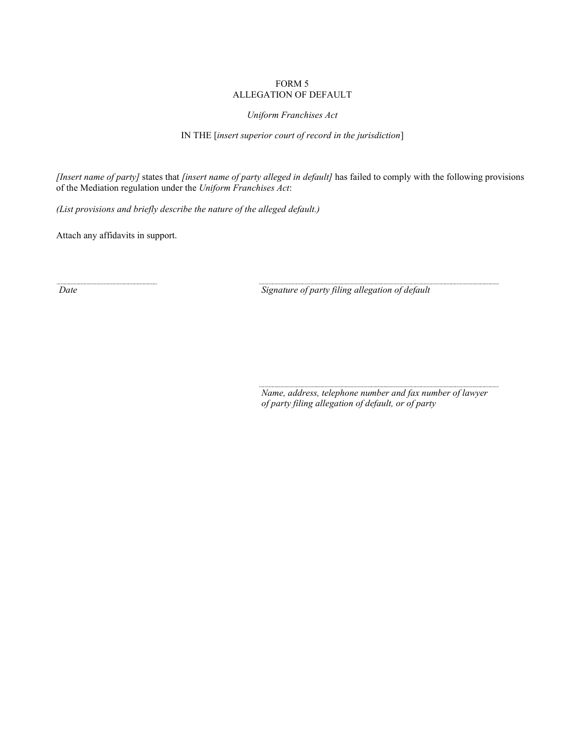FORM 5
ALLEGATION OF DEFAULT

*Uniform Franchises Act*

IN THE [*insert superior court of record in the jurisdiction*]

*[Insert name of party]* states that *[insert name of party alleged in default]* has failed to comply with the following provisions of the Mediation regulation under the *Uniform Franchises Act*:

*(List provisions and briefly describe the nature of the alleged default.)*

Attach any affidavits in support.

*Date*

*Signature of party filing allegation of default*

*Name, address, telephone number and fax number of lawyer of party filing allegation of default, or of party*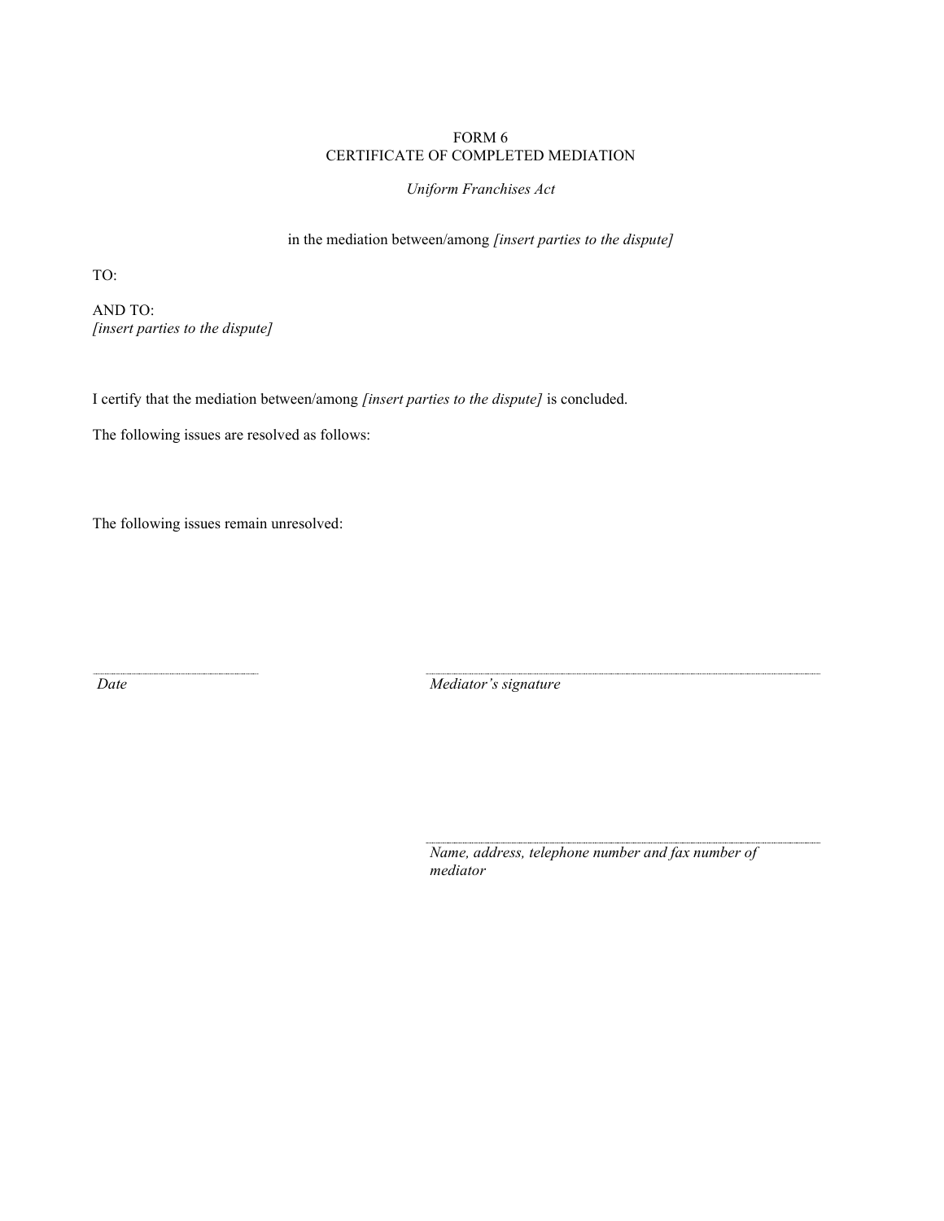# FORM 6
# CERTIFICATE OF COMPLETED MEDIATION

*Uniform Franchises Act*

in the mediation between/among *[insert parties to the dispute]*

TO:

AND TO:
*[insert parties to the dispute]*

I certify that the mediation between/among *[insert parties to the dispute]* is concluded.

The following issues are resolved as follows:

The following issues remain unresolved:

| | |
|---|---|
| ............................................ | ............................................................................................................ |
| *Date* | *Mediator's signature* |

............................................................................................................
*Name, address, telephone number and fax number of mediator*